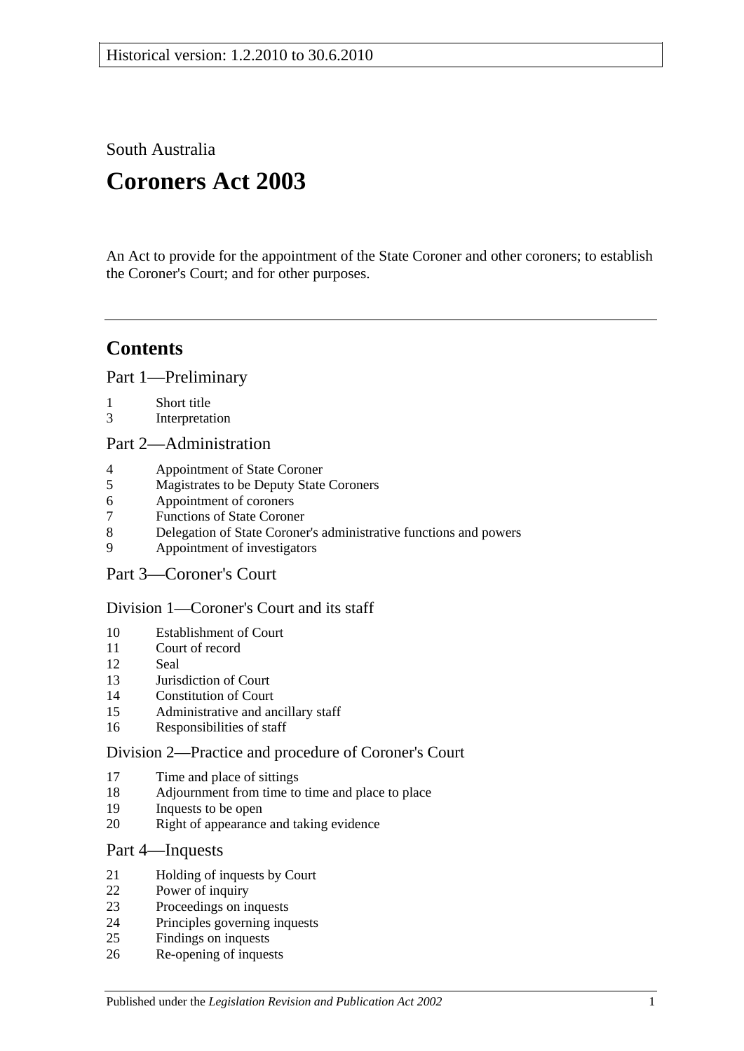Historical version: 1.2.2010 to 30.6.2010

South Australia

# Coroners Act 2003

An Act to provide for the appointment of the State Coroner and other coroners; to establish the Coroner's Court; and for other purposes.

## Contents

### Part 1—Preliminary

1 Short title
3 Interpretation

### Part 2—Administration

4 Appointment of State Coroner
5 Magistrates to be Deputy State Coroners
6 Appointment of coroners
7 Functions of State Coroner
8 Delegation of State Coroner's administrative functions and powers
9 Appointment of investigators

### Part 3—Coroner's Court

#### Division 1—Coroner's Court and its staff

10 Establishment of Court
11 Court of record
12 Seal
13 Jurisdiction of Court
14 Constitution of Court
15 Administrative and ancillary staff
16 Responsibilities of staff

#### Division 2—Practice and procedure of Coroner's Court

17 Time and place of sittings
18 Adjournment from time to time and place to place
19 Inquests to be open
20 Right of appearance and taking evidence

### Part 4—Inquests

21 Holding of inquests by Court
22 Power of inquiry
23 Proceedings on inquests
24 Principles governing inquests
25 Findings on inquests
26 Re-opening of inquests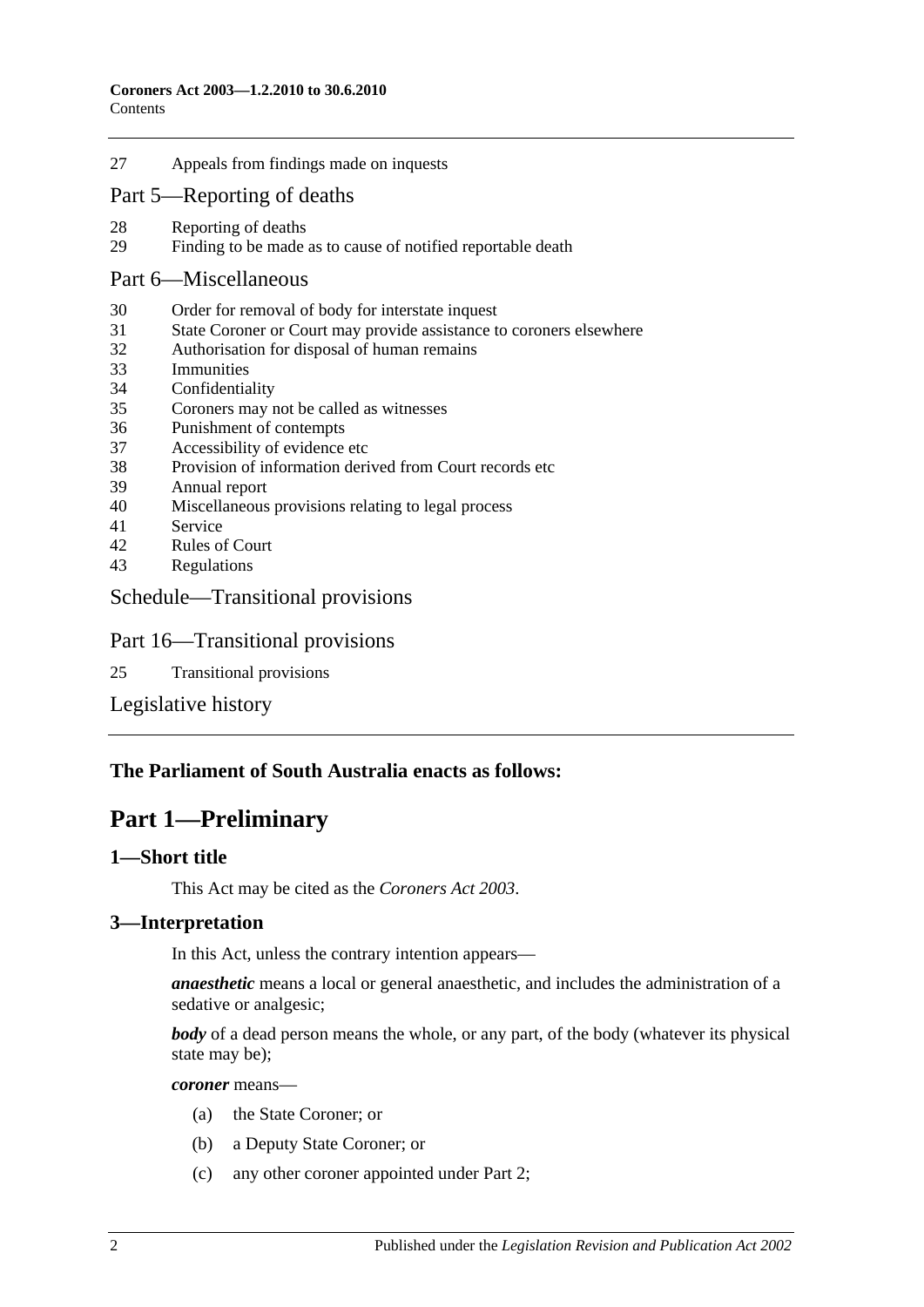27 Appeals from findings made on inquests

## Part 5—Reporting of deaths

28 Reporting of deaths
29 Finding to be made as to cause of notified reportable death

## Part 6—Miscellaneous

30 Order for removal of body for interstate inquest
31 State Coroner or Court may provide assistance to coroners elsewhere
32 Authorisation for disposal of human remains
33 Immunities
34 Confidentiality
35 Coroners may not be called as witnesses
36 Punishment of contempts
37 Accessibility of evidence etc
38 Provision of information derived from Court records etc
39 Annual report
40 Miscellaneous provisions relating to legal process
41 Service
42 Rules of Court
43 Regulations

## Schedule—Transitional provisions

## Part 16—Transitional provisions

25 Transitional provisions

## Legislative history

**The Parliament of South Australia enacts as follows:**

# Part 1—Preliminary

### 1—Short title

This Act may be cited as the *Coroners Act 2003*.

### 3—Interpretation

In this Act, unless the contrary intention appears—

***anaesthetic*** means a local or general anaesthetic, and includes the administration of a sedative or analgesic;

***body*** of a dead person means the whole, or any part, of the body (whatever its physical state may be);

***coroner*** means—

(a) the State Coroner; or

(b) a Deputy State Coroner; or

(c) any other coroner appointed under Part 2;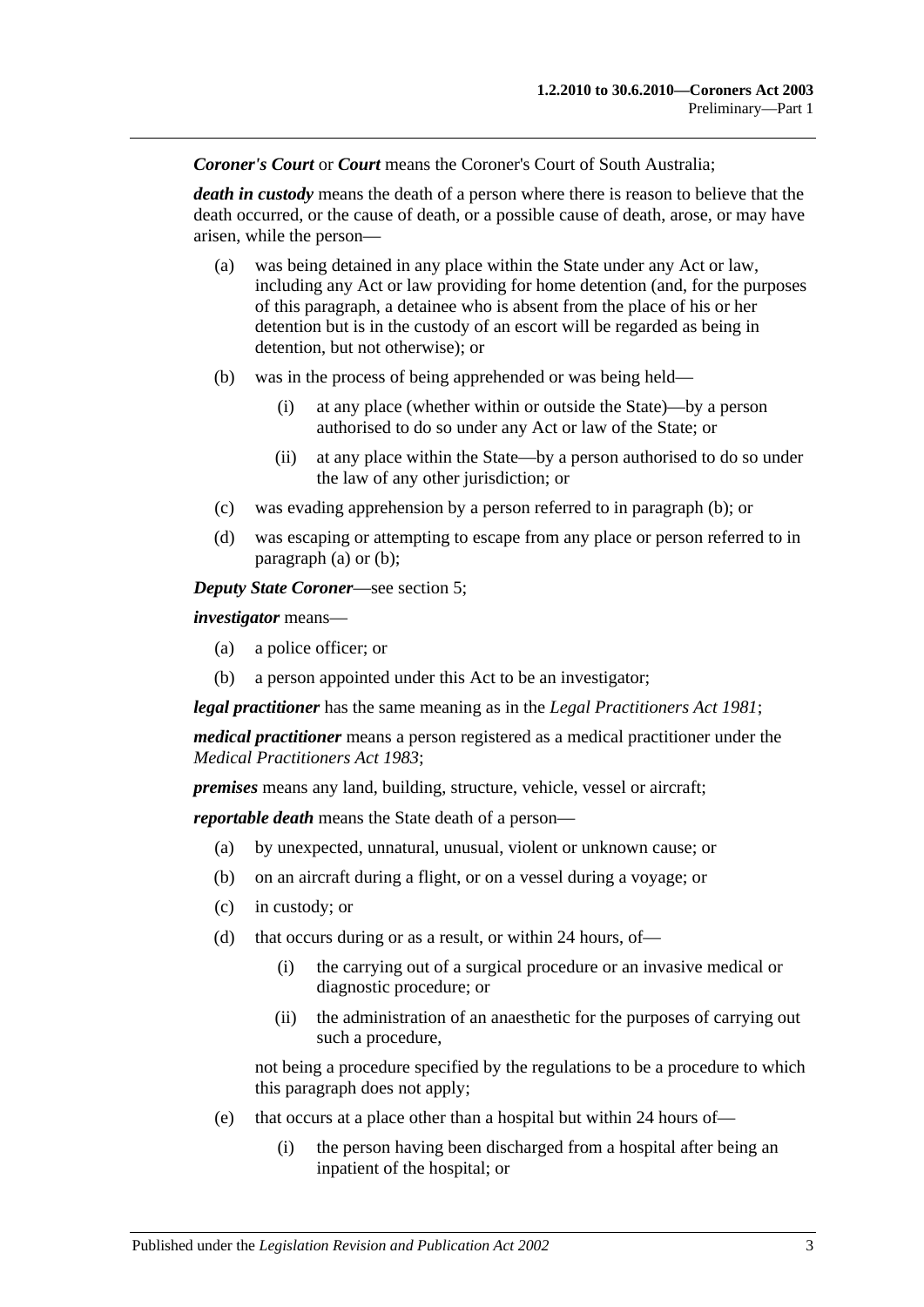***Coroner's Court*** or ***Court*** means the Coroner's Court of South Australia;

***death in custody*** means the death of a person where there is reason to believe that the death occurred, or the cause of death, or a possible cause of death, arose, or may have arisen, while the person—

(a) was being detained in any place within the State under any Act or law, including any Act or law providing for home detention (and, for the purposes of this paragraph, a detainee who is absent from the place of his or her detention but is in the custody of an escort will be regarded as being in detention, but not otherwise); or

(b) was in the process of being apprehended or was being held—

  (i) at any place (whether within or outside the State)—by a person authorised to do so under any Act or law of the State; or

  (ii) at any place within the State—by a person authorised to do so under the law of any other jurisdiction; or

(c) was evading apprehension by a person referred to in paragraph (b); or

(d) was escaping or attempting to escape from any place or person referred to in paragraph (a) or (b);

***Deputy State Coroner***—see section 5;

***investigator*** means—

(a) a police officer; or

(b) a person appointed under this Act to be an investigator;

***legal practitioner*** has the same meaning as in the *Legal Practitioners Act 1981*;

***medical practitioner*** means a person registered as a medical practitioner under the *Medical Practitioners Act 1983*;

***premises*** means any land, building, structure, vehicle, vessel or aircraft;

***reportable death*** means the State death of a person—

(a) by unexpected, unnatural, unusual, violent or unknown cause; or

(b) on an aircraft during a flight, or on a vessel during a voyage; or

(c) in custody; or

(d) that occurs during or as a result, or within 24 hours, of—

  (i) the carrying out of a surgical procedure or an invasive medical or diagnostic procedure; or

  (ii) the administration of an anaesthetic for the purposes of carrying out such a procedure,

  not being a procedure specified by the regulations to be a procedure to which this paragraph does not apply;

(e) that occurs at a place other than a hospital but within 24 hours of—

  (i) the person having been discharged from a hospital after being an inpatient of the hospital; or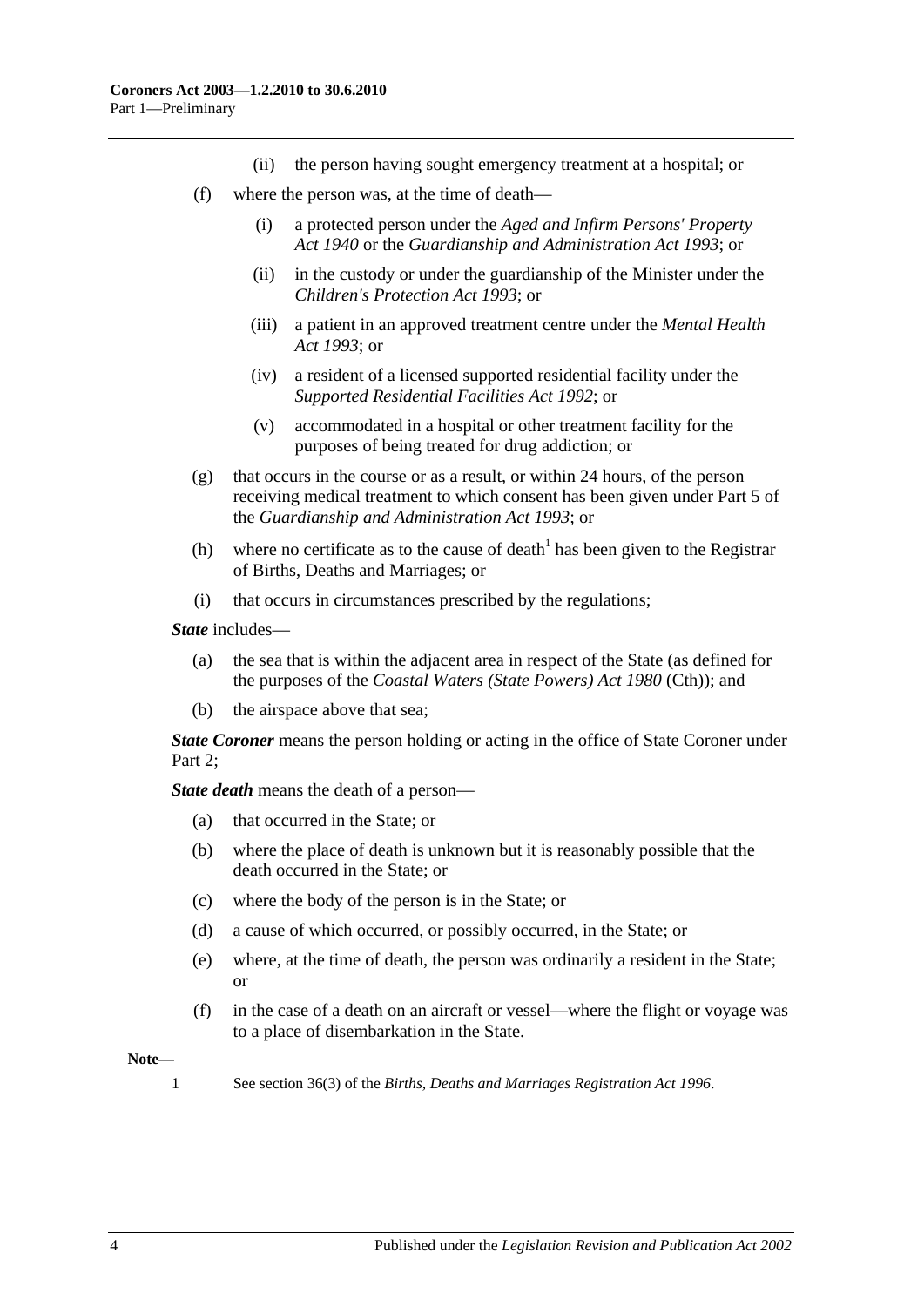(ii) the person having sought emergency treatment at a hospital; or

(f) where the person was, at the time of death—

(i) a protected person under the *Aged and Infirm Persons' Property Act 1940* or the *Guardianship and Administration Act 1993*; or

(ii) in the custody or under the guardianship of the Minister under the *Children's Protection Act 1993*; or

(iii) a patient in an approved treatment centre under the *Mental Health Act 1993*; or

(iv) a resident of a licensed supported residential facility under the *Supported Residential Facilities Act 1992*; or

(v) accommodated in a hospital or other treatment facility for the purposes of being treated for drug addiction; or

(g) that occurs in the course or as a result, or within 24 hours, of the person receiving medical treatment to which consent has been given under Part 5 of the *Guardianship and Administration Act 1993*; or

(h) where no certificate as to the cause of death[1] has been given to the Registrar of Births, Deaths and Marriages; or

(i) that occurs in circumstances prescribed by the regulations;

***State*** includes—

(a) the sea that is within the adjacent area in respect of the State (as defined for the purposes of the *Coastal Waters (State Powers) Act 1980* (Cth)); and

(b) the airspace above that sea;

***State Coroner*** means the person holding or acting in the office of State Coroner under Part 2;

***State death*** means the death of a person—

(a) that occurred in the State; or

(b) where the place of death is unknown but it is reasonably possible that the death occurred in the State; or

(c) where the body of the person is in the State; or

(d) a cause of which occurred, or possibly occurred, in the State; or

(e) where, at the time of death, the person was ordinarily a resident in the State; or

(f) in the case of a death on an aircraft or vessel—where the flight or voyage was to a place of disembarkation in the State.

**Note—**

1 See section 36(3) of the *Births, Deaths and Marriages Registration Act 1996*.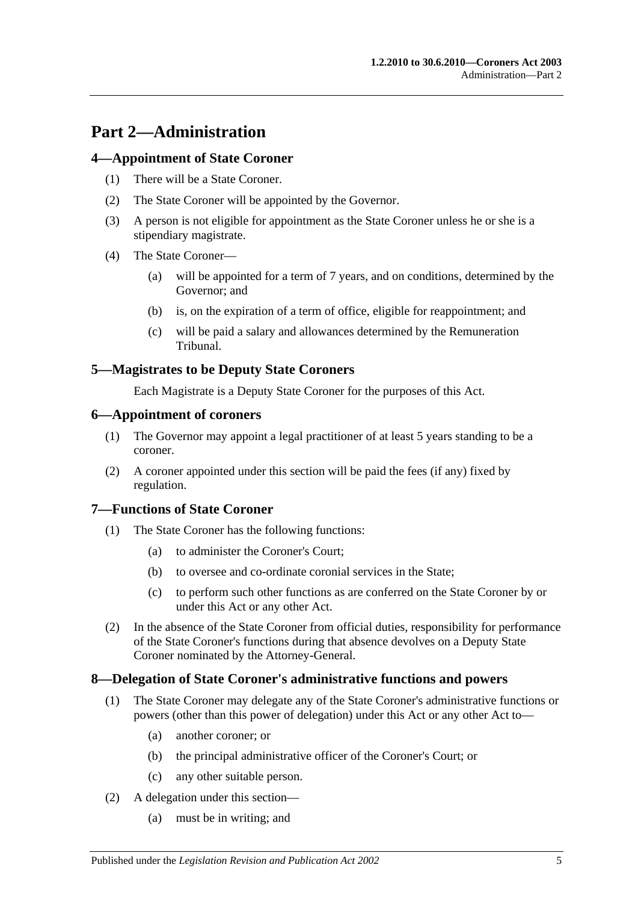# Part 2—Administration

## 4—Appointment of State Coroner

(1) There will be a State Coroner.

(2) The State Coroner will be appointed by the Governor.

(3) A person is not eligible for appointment as the State Coroner unless he or she is a stipendiary magistrate.

(4) The State Coroner—

- (a) will be appointed for a term of 7 years, and on conditions, determined by the Governor; and
- (b) is, on the expiration of a term of office, eligible for reappointment; and
- (c) will be paid a salary and allowances determined by the Remuneration Tribunal.

## 5—Magistrates to be Deputy State Coroners

Each Magistrate is a Deputy State Coroner for the purposes of this Act.

## 6—Appointment of coroners

(1) The Governor may appoint a legal practitioner of at least 5 years standing to be a coroner.

(2) A coroner appointed under this section will be paid the fees (if any) fixed by regulation.

## 7—Functions of State Coroner

(1) The State Coroner has the following functions:

- (a) to administer the Coroner's Court;
- (b) to oversee and co-ordinate coronial services in the State;
- (c) to perform such other functions as are conferred on the State Coroner by or under this Act or any other Act.

(2) In the absence of the State Coroner from official duties, responsibility for performance of the State Coroner's functions during that absence devolves on a Deputy State Coroner nominated by the Attorney-General.

## 8—Delegation of State Coroner's administrative functions and powers

(1) The State Coroner may delegate any of the State Coroner's administrative functions or powers (other than this power of delegation) under this Act or any other Act to—

- (a) another coroner; or
- (b) the principal administrative officer of the Coroner's Court; or
- (c) any other suitable person.

(2) A delegation under this section—

- (a) must be in writing; and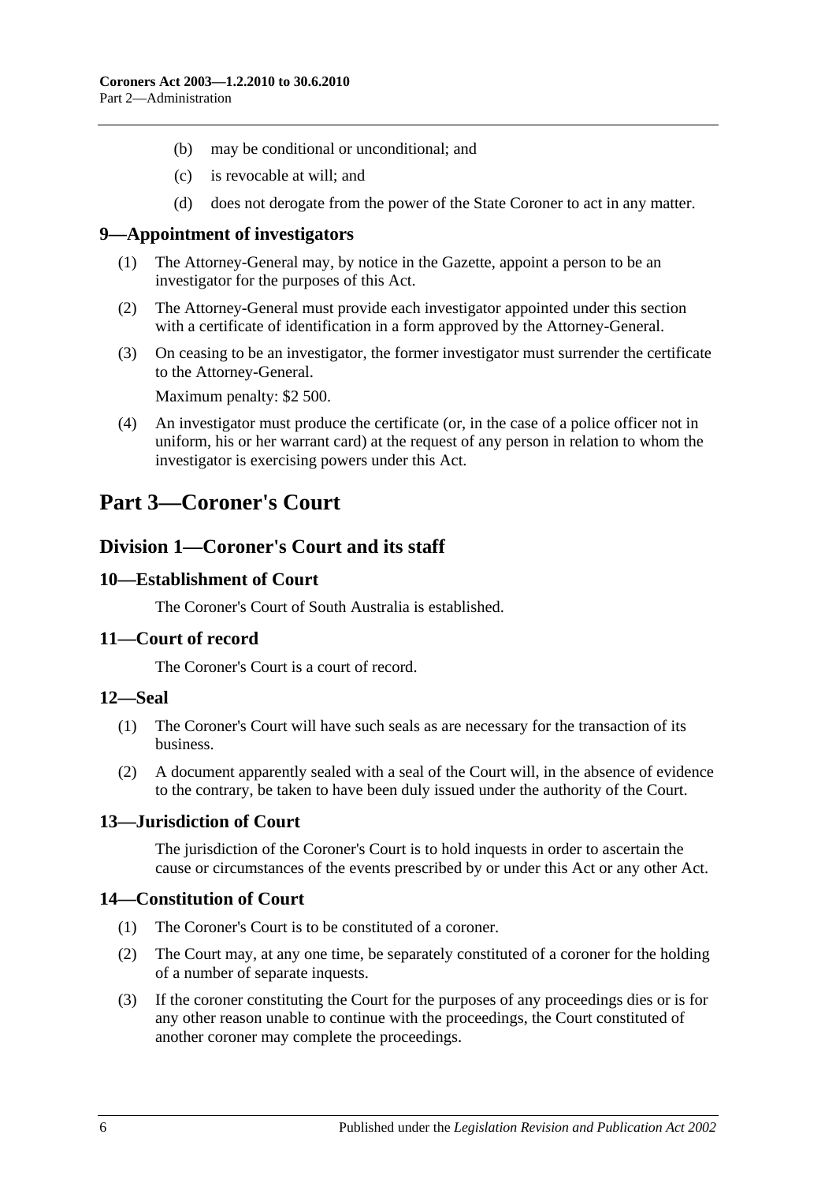(b) may be conditional or unconditional; and

(c) is revocable at will; and

(d) does not derogate from the power of the State Coroner to act in any matter.

### 9—Appointment of investigators

(1) The Attorney-General may, by notice in the Gazette, appoint a person to be an investigator for the purposes of this Act.

(2) The Attorney-General must provide each investigator appointed under this section with a certificate of identification in a form approved by the Attorney-General.

(3) On ceasing to be an investigator, the former investigator must surrender the certificate to the Attorney-General.

Maximum penalty: $2 500.

(4) An investigator must produce the certificate (or, in the case of a police officer not in uniform, his or her warrant card) at the request of any person in relation to whom the investigator is exercising powers under this Act.

# Part 3—Coroner's Court

## Division 1—Coroner's Court and its staff

### 10—Establishment of Court

The Coroner's Court of South Australia is established.

### 11—Court of record

The Coroner's Court is a court of record.

### 12—Seal

(1) The Coroner's Court will have such seals as are necessary for the transaction of its business.

(2) A document apparently sealed with a seal of the Court will, in the absence of evidence to the contrary, be taken to have been duly issued under the authority of the Court.

### 13—Jurisdiction of Court

The jurisdiction of the Coroner's Court is to hold inquests in order to ascertain the cause or circumstances of the events prescribed by or under this Act or any other Act.

### 14—Constitution of Court

(1) The Coroner's Court is to be constituted of a coroner.

(2) The Court may, at any one time, be separately constituted of a coroner for the holding of a number of separate inquests.

(3) If the coroner constituting the Court for the purposes of any proceedings dies or is for any other reason unable to continue with the proceedings, the Court constituted of another coroner may complete the proceedings.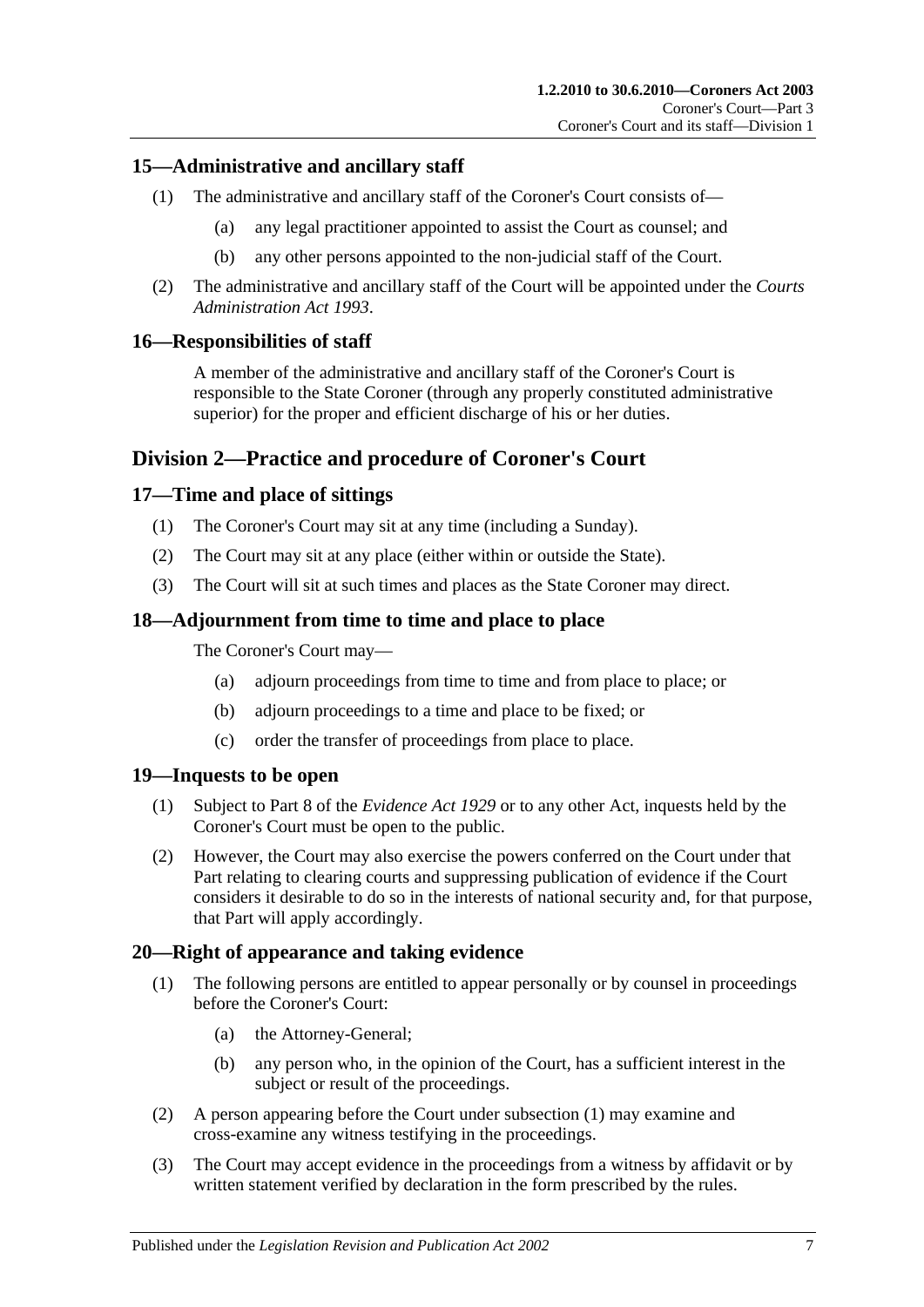## 15—Administrative and ancillary staff

(1) The administrative and ancillary staff of the Coroner's Court consists of—

(a) any legal practitioner appointed to assist the Court as counsel; and

(b) any other persons appointed to the non-judicial staff of the Court.

(2) The administrative and ancillary staff of the Court will be appointed under the *Courts Administration Act 1993*.

## 16—Responsibilities of staff

A member of the administrative and ancillary staff of the Coroner's Court is responsible to the State Coroner (through any properly constituted administrative superior) for the proper and efficient discharge of his or her duties.

# Division 2—Practice and procedure of Coroner's Court

## 17—Time and place of sittings

(1) The Coroner's Court may sit at any time (including a Sunday).

(2) The Court may sit at any place (either within or outside the State).

(3) The Court will sit at such times and places as the State Coroner may direct.

## 18—Adjournment from time to time and place to place

The Coroner's Court may—

(a) adjourn proceedings from time to time and from place to place; or

(b) adjourn proceedings to a time and place to be fixed; or

(c) order the transfer of proceedings from place to place.

## 19—Inquests to be open

(1) Subject to Part 8 of the *Evidence Act 1929* or to any other Act, inquests held by the Coroner's Court must be open to the public.

(2) However, the Court may also exercise the powers conferred on the Court under that Part relating to clearing courts and suppressing publication of evidence if the Court considers it desirable to do so in the interests of national security and, for that purpose, that Part will apply accordingly.

## 20—Right of appearance and taking evidence

(1) The following persons are entitled to appear personally or by counsel in proceedings before the Coroner's Court:

(a) the Attorney-General;

(b) any person who, in the opinion of the Court, has a sufficient interest in the subject or result of the proceedings.

(2) A person appearing before the Court under subsection (1) may examine and cross-examine any witness testifying in the proceedings.

(3) The Court may accept evidence in the proceedings from a witness by affidavit or by written statement verified by declaration in the form prescribed by the rules.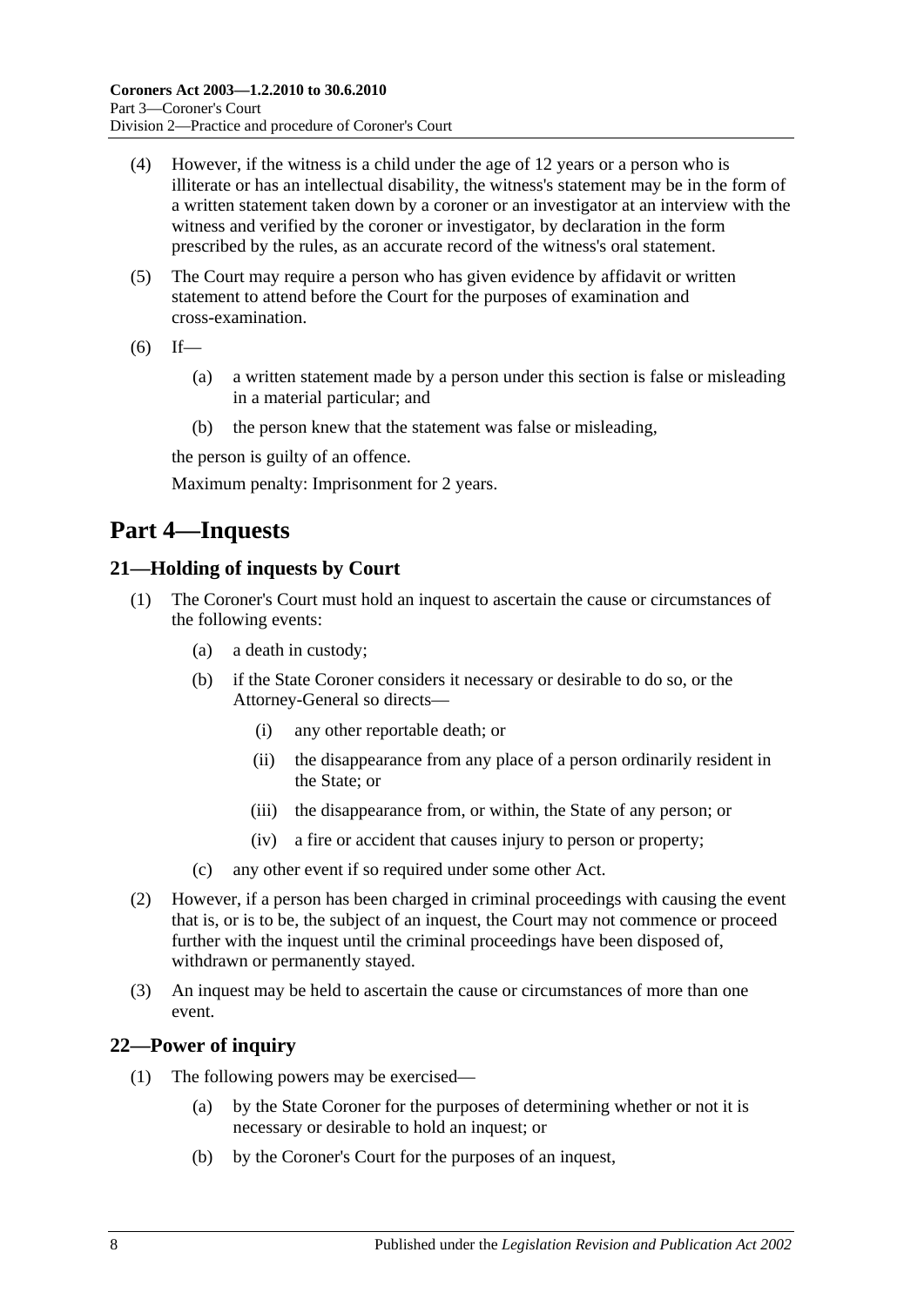(4) However, if the witness is a child under the age of 12 years or a person who is illiterate or has an intellectual disability, the witness's statement may be in the form of a written statement taken down by a coroner or an investigator at an interview with the witness and verified by the coroner or investigator, by declaration in the form prescribed by the rules, as an accurate record of the witness's oral statement.

(5) The Court may require a person who has given evidence by affidavit or written statement to attend before the Court for the purposes of examination and cross-examination.

(6) If—

(a) a written statement made by a person under this section is false or misleading in a material particular; and

(b) the person knew that the statement was false or misleading,

the person is guilty of an offence.

Maximum penalty: Imprisonment for 2 years.

# Part 4—Inquests

## 21—Holding of inquests by Court

(1) The Coroner's Court must hold an inquest to ascertain the cause or circumstances of the following events:

(a) a death in custody;

(b) if the State Coroner considers it necessary or desirable to do so, or the Attorney-General so directs—

(i) any other reportable death; or

(ii) the disappearance from any place of a person ordinarily resident in the State; or

(iii) the disappearance from, or within, the State of any person; or

(iv) a fire or accident that causes injury to person or property;

(c) any other event if so required under some other Act.

(2) However, if a person has been charged in criminal proceedings with causing the event that is, or is to be, the subject of an inquest, the Court may not commence or proceed further with the inquest until the criminal proceedings have been disposed of, withdrawn or permanently stayed.

(3) An inquest may be held to ascertain the cause or circumstances of more than one event.

## 22—Power of inquiry

(1) The following powers may be exercised—

(a) by the State Coroner for the purposes of determining whether or not it is necessary or desirable to hold an inquest; or

(b) by the Coroner's Court for the purposes of an inquest,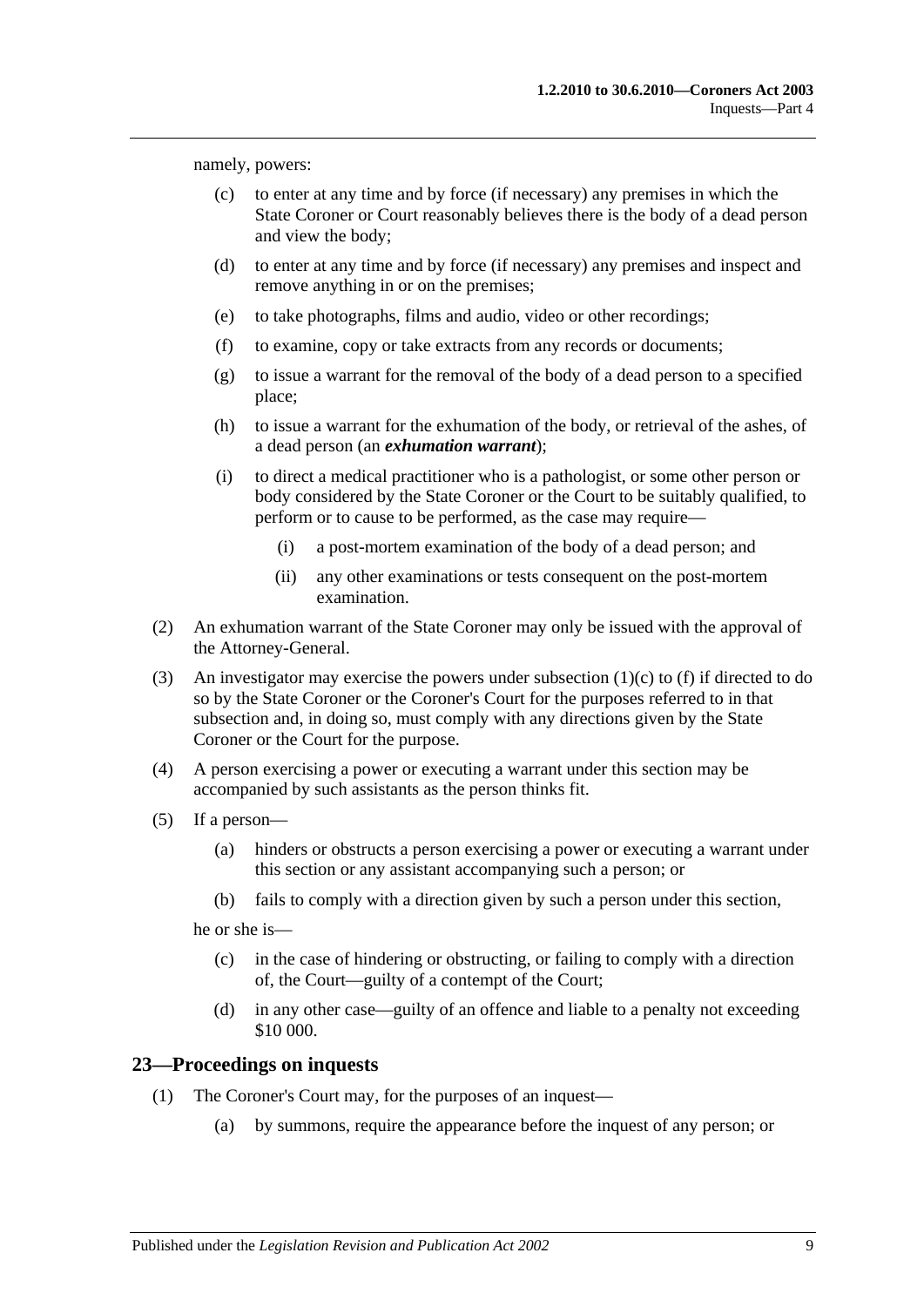namely, powers:

- (c) to enter at any time and by force (if necessary) any premises in which the State Coroner or Court reasonably believes there is the body of a dead person and view the body;
- (d) to enter at any time and by force (if necessary) any premises and inspect and remove anything in or on the premises;
- (e) to take photographs, films and audio, video or other recordings;
- (f) to examine, copy or take extracts from any records or documents;
- (g) to issue a warrant for the removal of the body of a dead person to a specified place;
- (h) to issue a warrant for the exhumation of the body, or retrieval of the ashes, of a dead person (an ***exhumation warrant***);
- (i) to direct a medical practitioner who is a pathologist, or some other person or body considered by the State Coroner or the Court to be suitably qualified, to perform or to cause to be performed, as the case may require—
  - (i) a post-mortem examination of the body of a dead person; and
  - (ii) any other examinations or tests consequent on the post-mortem examination.

(2) An exhumation warrant of the State Coroner may only be issued with the approval of the Attorney-General.

(3) An investigator may exercise the powers under subsection (1)(c) to (f) if directed to do so by the State Coroner or the Coroner's Court for the purposes referred to in that subsection and, in doing so, must comply with any directions given by the State Coroner or the Court for the purpose.

(4) A person exercising a power or executing a warrant under this section may be accompanied by such assistants as the person thinks fit.

(5) If a person—

- (a) hinders or obstructs a person exercising a power or executing a warrant under this section or any assistant accompanying such a person; or
- (b) fails to comply with a direction given by such a person under this section,

he or she is—

- (c) in the case of hindering or obstructing, or failing to comply with a direction of, the Court—guilty of a contempt of the Court;
- (d) in any other case—guilty of an offence and liable to a penalty not exceeding $10 000.

## 23—Proceedings on inquests

(1) The Coroner's Court may, for the purposes of an inquest—

- (a) by summons, require the appearance before the inquest of any person; or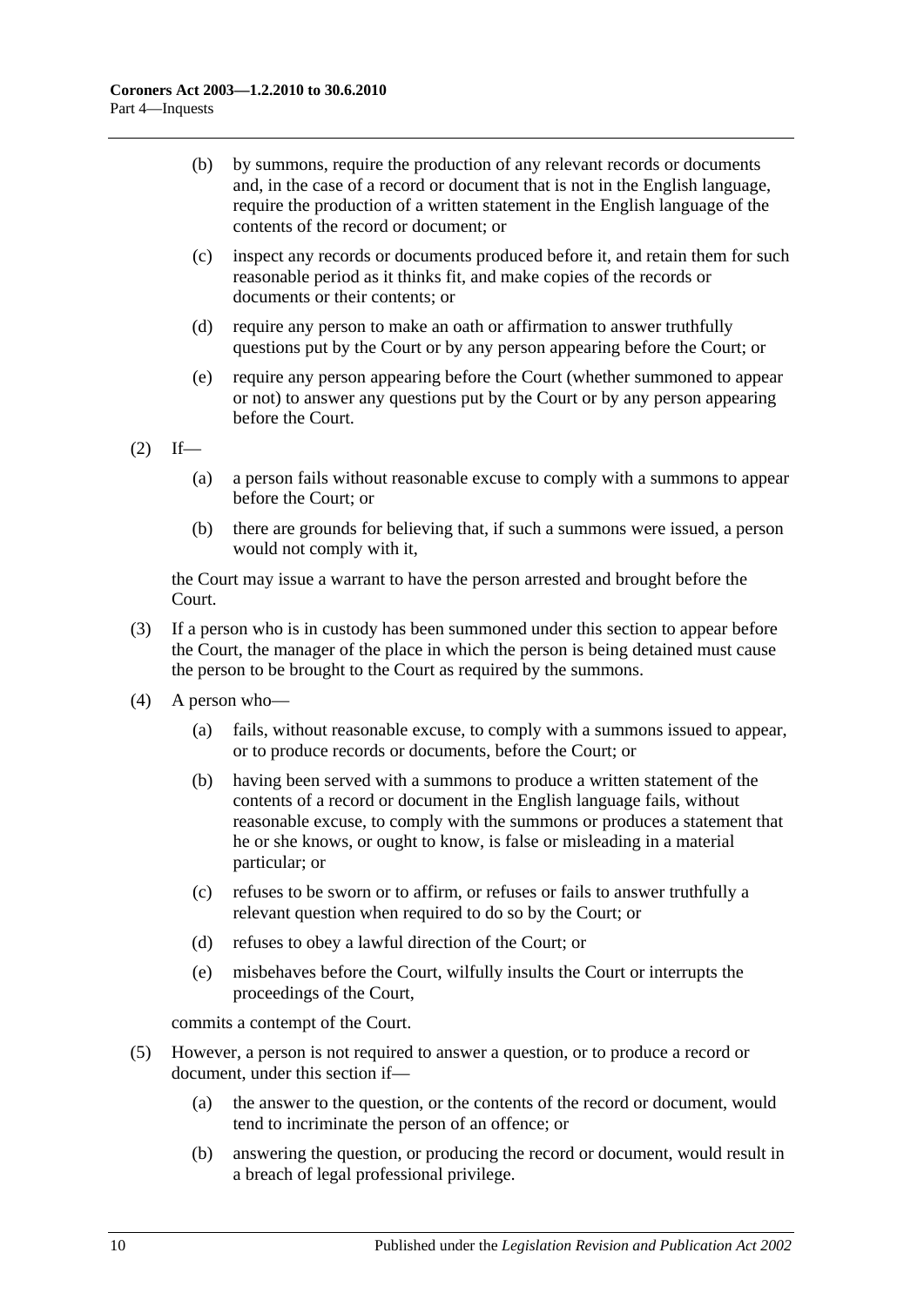(b) by summons, require the production of any relevant records or documents and, in the case of a record or document that is not in the English language, require the production of a written statement in the English language of the contents of the record or document; or

(c) inspect any records or documents produced before it, and retain them for such reasonable period as it thinks fit, and make copies of the records or documents or their contents; or

(d) require any person to make an oath or affirmation to answer truthfully questions put by the Court or by any person appearing before the Court; or

(e) require any person appearing before the Court (whether summoned to appear or not) to answer any questions put by the Court or by any person appearing before the Court.

(2) If—

(a) a person fails without reasonable excuse to comply with a summons to appear before the Court; or

(b) there are grounds for believing that, if such a summons were issued, a person would not comply with it,

the Court may issue a warrant to have the person arrested and brought before the Court.

(3) If a person who is in custody has been summoned under this section to appear before the Court, the manager of the place in which the person is being detained must cause the person to be brought to the Court as required by the summons.

(4) A person who—

(a) fails, without reasonable excuse, to comply with a summons issued to appear, or to produce records or documents, before the Court; or

(b) having been served with a summons to produce a written statement of the contents of a record or document in the English language fails, without reasonable excuse, to comply with the summons or produces a statement that he or she knows, or ought to know, is false or misleading in a material particular; or

(c) refuses to be sworn or to affirm, or refuses or fails to answer truthfully a relevant question when required to do so by the Court; or

(d) refuses to obey a lawful direction of the Court; or

(e) misbehaves before the Court, wilfully insults the Court or interrupts the proceedings of the Court,

commits a contempt of the Court.

(5) However, a person is not required to answer a question, or to produce a record or document, under this section if—

(a) the answer to the question, or the contents of the record or document, would tend to incriminate the person of an offence; or

(b) answering the question, or producing the record or document, would result in a breach of legal professional privilege.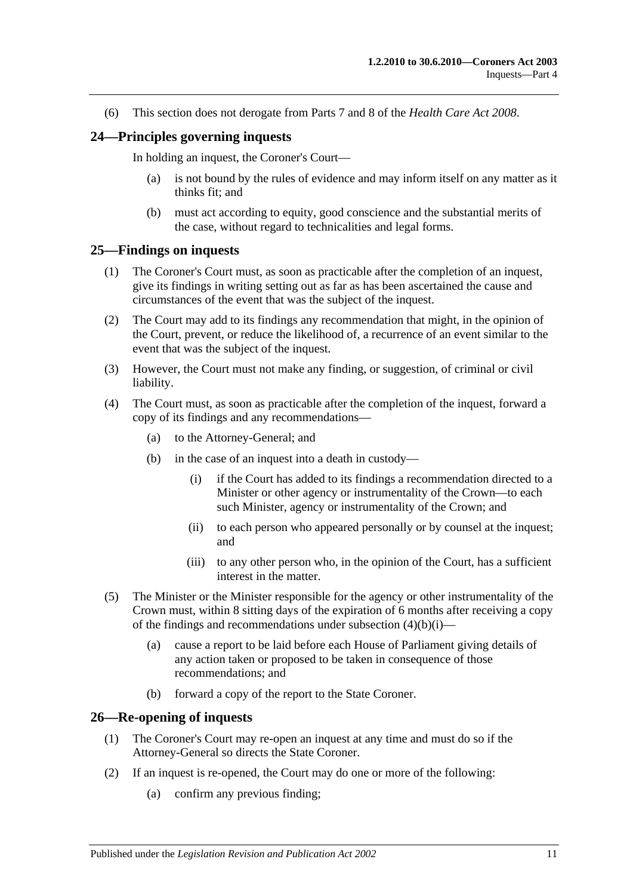(6) This section does not derogate from Parts 7 and 8 of the *Health Care Act 2008*.

## 24—Principles governing inquests

In holding an inquest, the Coroner's Court—

(a) is not bound by the rules of evidence and may inform itself on any matter as it thinks fit; and

(b) must act according to equity, good conscience and the substantial merits of the case, without regard to technicalities and legal forms.

## 25—Findings on inquests

(1) The Coroner's Court must, as soon as practicable after the completion of an inquest, give its findings in writing setting out as far as has been ascertained the cause and circumstances of the event that was the subject of the inquest.

(2) The Court may add to its findings any recommendation that might, in the opinion of the Court, prevent, or reduce the likelihood of, a recurrence of an event similar to the event that was the subject of the inquest.

(3) However, the Court must not make any finding, or suggestion, of criminal or civil liability.

(4) The Court must, as soon as practicable after the completion of the inquest, forward a copy of its findings and any recommendations—

(a) to the Attorney-General; and

(b) in the case of an inquest into a death in custody—

(i) if the Court has added to its findings a recommendation directed to a Minister or other agency or instrumentality of the Crown—to each such Minister, agency or instrumentality of the Crown; and

(ii) to each person who appeared personally or by counsel at the inquest; and

(iii) to any other person who, in the opinion of the Court, has a sufficient interest in the matter.

(5) The Minister or the Minister responsible for the agency or other instrumentality of the Crown must, within 8 sitting days of the expiration of 6 months after receiving a copy of the findings and recommendations under subsection (4)(b)(i)—

(a) cause a report to be laid before each House of Parliament giving details of any action taken or proposed to be taken in consequence of those recommendations; and

(b) forward a copy of the report to the State Coroner.

## 26—Re-opening of inquests

(1) The Coroner's Court may re-open an inquest at any time and must do so if the Attorney-General so directs the State Coroner.

(2) If an inquest is re-opened, the Court may do one or more of the following:

(a) confirm any previous finding;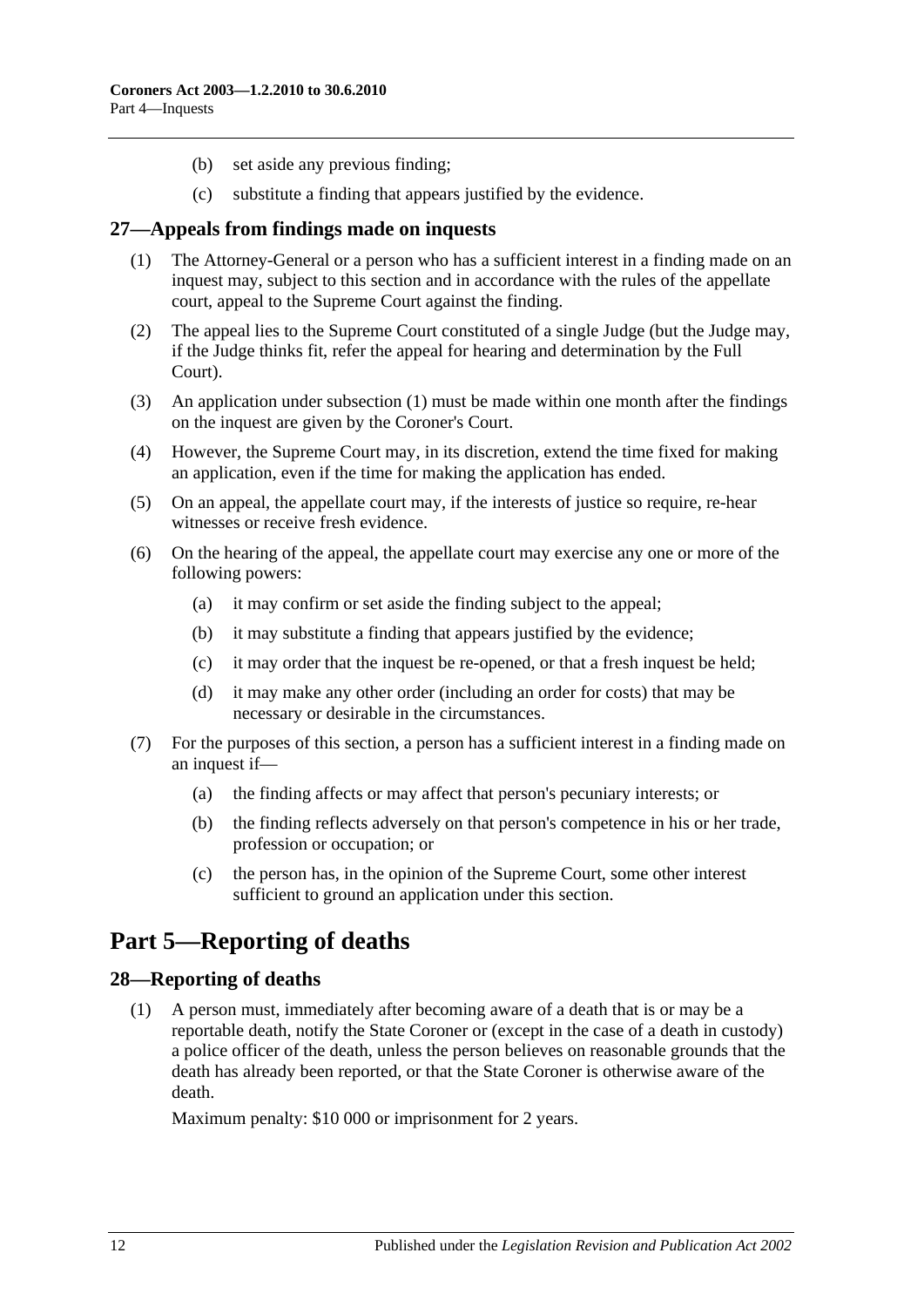(b) set aside any previous finding;

(c) substitute a finding that appears justified by the evidence.

## 27—Appeals from findings made on inquests

(1) The Attorney-General or a person who has a sufficient interest in a finding made on an inquest may, subject to this section and in accordance with the rules of the appellate court, appeal to the Supreme Court against the finding.

(2) The appeal lies to the Supreme Court constituted of a single Judge (but the Judge may, if the Judge thinks fit, refer the appeal for hearing and determination by the Full Court).

(3) An application under subsection (1) must be made within one month after the findings on the inquest are given by the Coroner's Court.

(4) However, the Supreme Court may, in its discretion, extend the time fixed for making an application, even if the time for making the application has ended.

(5) On an appeal, the appellate court may, if the interests of justice so require, re-hear witnesses or receive fresh evidence.

(6) On the hearing of the appeal, the appellate court may exercise any one or more of the following powers:

(a) it may confirm or set aside the finding subject to the appeal;

(b) it may substitute a finding that appears justified by the evidence;

(c) it may order that the inquest be re-opened, or that a fresh inquest be held;

(d) it may make any other order (including an order for costs) that may be necessary or desirable in the circumstances.

(7) For the purposes of this section, a person has a sufficient interest in a finding made on an inquest if—

(a) the finding affects or may affect that person's pecuniary interests; or

(b) the finding reflects adversely on that person's competence in his or her trade, profession or occupation; or

(c) the person has, in the opinion of the Supreme Court, some other interest sufficient to ground an application under this section.

# Part 5—Reporting of deaths

## 28—Reporting of deaths

(1) A person must, immediately after becoming aware of a death that is or may be a reportable death, notify the State Coroner or (except in the case of a death in custody) a police officer of the death, unless the person believes on reasonable grounds that the death has already been reported, or that the State Coroner is otherwise aware of the death.

Maximum penalty: $10 000 or imprisonment for 2 years.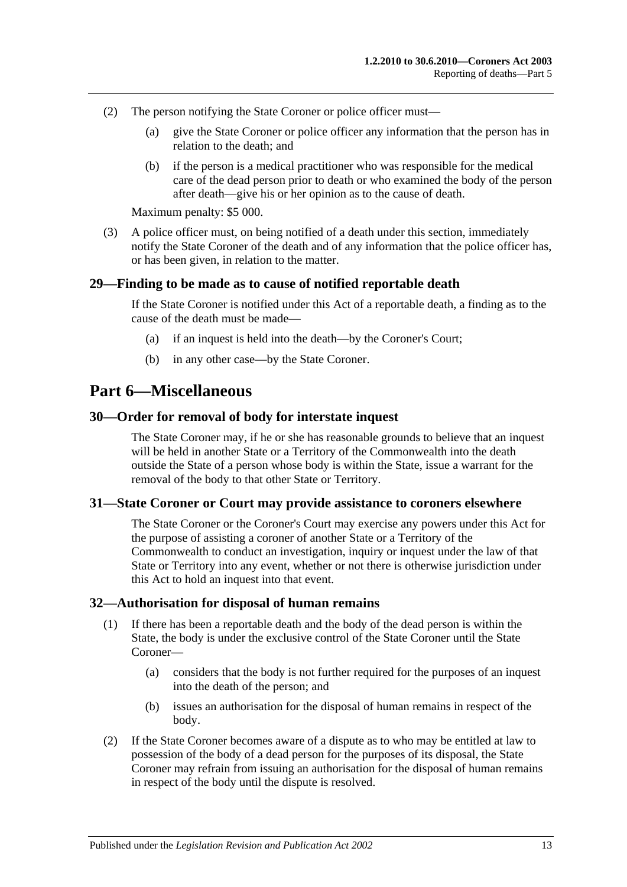(2) The person notifying the State Coroner or police officer must—

  (a) give the State Coroner or police officer any information that the person has in relation to the death; and

  (b) if the person is a medical practitioner who was responsible for the medical care of the dead person prior to death or who examined the body of the person after death—give his or her opinion as to the cause of death.

Maximum penalty: $5 000.

(3) A police officer must, on being notified of a death under this section, immediately notify the State Coroner of the death and of any information that the police officer has, or has been given, in relation to the matter.

### 29—Finding to be made as to cause of notified reportable death

If the State Coroner is notified under this Act of a reportable death, a finding as to the cause of the death must be made—

  (a) if an inquest is held into the death—by the Coroner's Court;

  (b) in any other case—by the State Coroner.

## Part 6—Miscellaneous

### 30—Order for removal of body for interstate inquest

The State Coroner may, if he or she has reasonable grounds to believe that an inquest will be held in another State or a Territory of the Commonwealth into the death outside the State of a person whose body is within the State, issue a warrant for the removal of the body to that other State or Territory.

### 31—State Coroner or Court may provide assistance to coroners elsewhere

The State Coroner or the Coroner's Court may exercise any powers under this Act for the purpose of assisting a coroner of another State or a Territory of the Commonwealth to conduct an investigation, inquiry or inquest under the law of that State or Territory into any event, whether or not there is otherwise jurisdiction under this Act to hold an inquest into that event.

### 32—Authorisation for disposal of human remains

(1) If there has been a reportable death and the body of the dead person is within the State, the body is under the exclusive control of the State Coroner until the State Coroner—

  (a) considers that the body is not further required for the purposes of an inquest into the death of the person; and

  (b) issues an authorisation for the disposal of human remains in respect of the body.

(2) If the State Coroner becomes aware of a dispute as to who may be entitled at law to possession of the body of a dead person for the purposes of its disposal, the State Coroner may refrain from issuing an authorisation for the disposal of human remains in respect of the body until the dispute is resolved.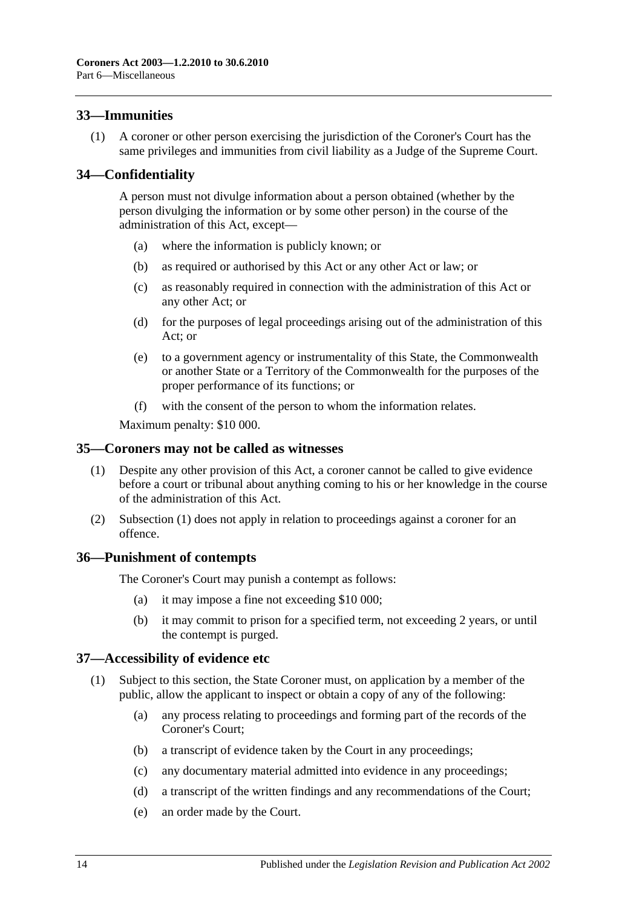## 33—Immunities

(1) A coroner or other person exercising the jurisdiction of the Coroner's Court has the same privileges and immunities from civil liability as a Judge of the Supreme Court.

## 34—Confidentiality

A person must not divulge information about a person obtained (whether by the person divulging the information or by some other person) in the course of the administration of this Act, except—

(a) where the information is publicly known; or

(b) as required or authorised by this Act or any other Act or law; or

(c) as reasonably required in connection with the administration of this Act or any other Act; or

(d) for the purposes of legal proceedings arising out of the administration of this Act; or

(e) to a government agency or instrumentality of this State, the Commonwealth or another State or a Territory of the Commonwealth for the purposes of the proper performance of its functions; or

(f) with the consent of the person to whom the information relates.

Maximum penalty: $10 000.

## 35—Coroners may not be called as witnesses

(1) Despite any other provision of this Act, a coroner cannot be called to give evidence before a court or tribunal about anything coming to his or her knowledge in the course of the administration of this Act.

(2) Subsection (1) does not apply in relation to proceedings against a coroner for an offence.

## 36—Punishment of contempts

The Coroner's Court may punish a contempt as follows:

(a) it may impose a fine not exceeding $10 000;

(b) it may commit to prison for a specified term, not exceeding 2 years, or until the contempt is purged.

## 37—Accessibility of evidence etc

(1) Subject to this section, the State Coroner must, on application by a member of the public, allow the applicant to inspect or obtain a copy of any of the following:

(a) any process relating to proceedings and forming part of the records of the Coroner's Court;

(b) a transcript of evidence taken by the Court in any proceedings;

(c) any documentary material admitted into evidence in any proceedings;

(d) a transcript of the written findings and any recommendations of the Court;

(e) an order made by the Court.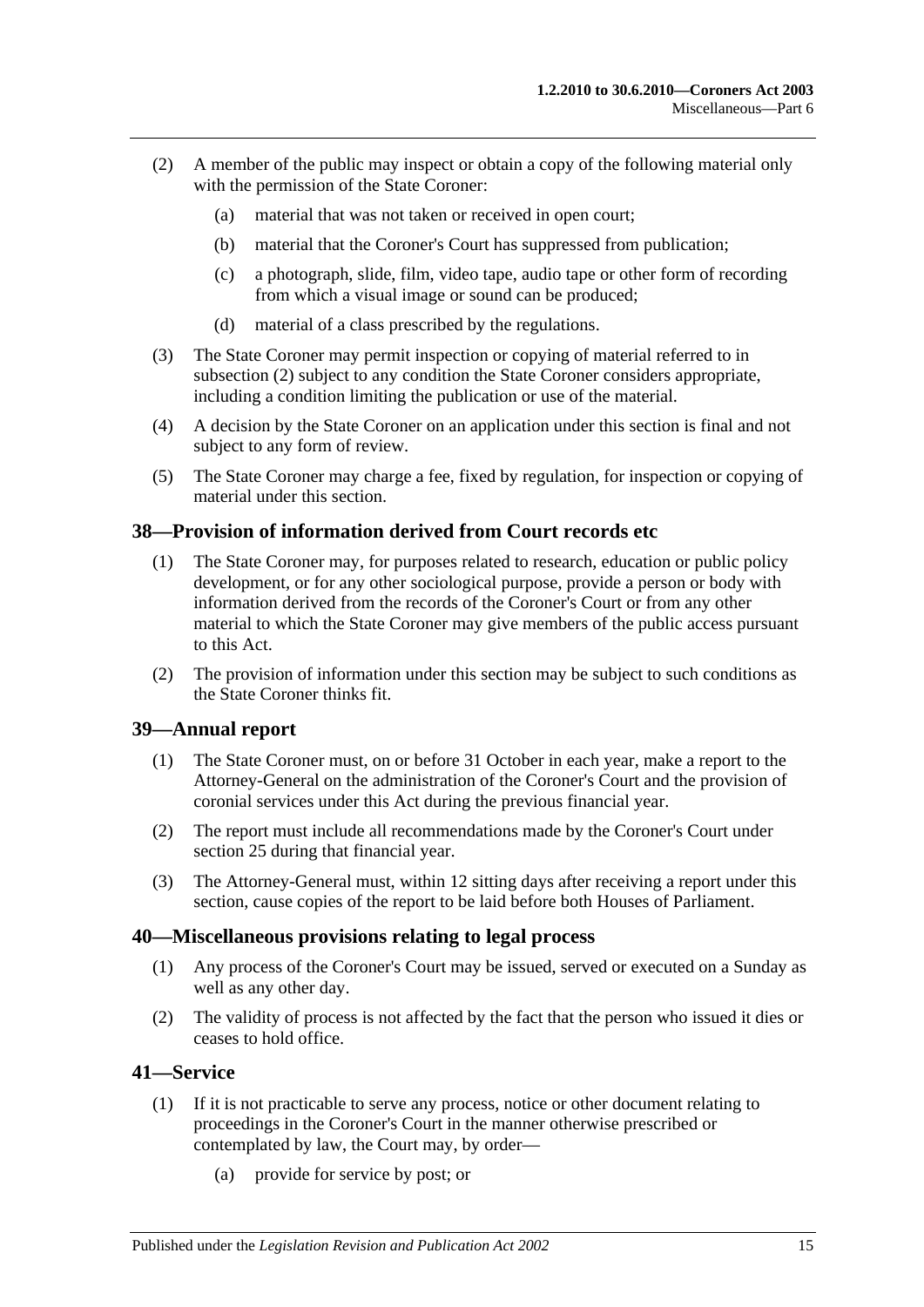(2) A member of the public may inspect or obtain a copy of the following material only with the permission of the State Coroner:

(a) material that was not taken or received in open court;

(b) material that the Coroner's Court has suppressed from publication;

(c) a photograph, slide, film, video tape, audio tape or other form of recording from which a visual image or sound can be produced;

(d) material of a class prescribed by the regulations.

(3) The State Coroner may permit inspection or copying of material referred to in subsection (2) subject to any condition the State Coroner considers appropriate, including a condition limiting the publication or use of the material.

(4) A decision by the State Coroner on an application under this section is final and not subject to any form of review.

(5) The State Coroner may charge a fee, fixed by regulation, for inspection or copying of material under this section.

## 38—Provision of information derived from Court records etc

(1) The State Coroner may, for purposes related to research, education or public policy development, or for any other sociological purpose, provide a person or body with information derived from the records of the Coroner's Court or from any other material to which the State Coroner may give members of the public access pursuant to this Act.

(2) The provision of information under this section may be subject to such conditions as the State Coroner thinks fit.

## 39—Annual report

(1) The State Coroner must, on or before 31 October in each year, make a report to the Attorney-General on the administration of the Coroner's Court and the provision of coronial services under this Act during the previous financial year.

(2) The report must include all recommendations made by the Coroner's Court under section 25 during that financial year.

(3) The Attorney-General must, within 12 sitting days after receiving a report under this section, cause copies of the report to be laid before both Houses of Parliament.

## 40—Miscellaneous provisions relating to legal process

(1) Any process of the Coroner's Court may be issued, served or executed on a Sunday as well as any other day.

(2) The validity of process is not affected by the fact that the person who issued it dies or ceases to hold office.

## 41—Service

(1) If it is not practicable to serve any process, notice or other document relating to proceedings in the Coroner's Court in the manner otherwise prescribed or contemplated by law, the Court may, by order—

(a) provide for service by post; or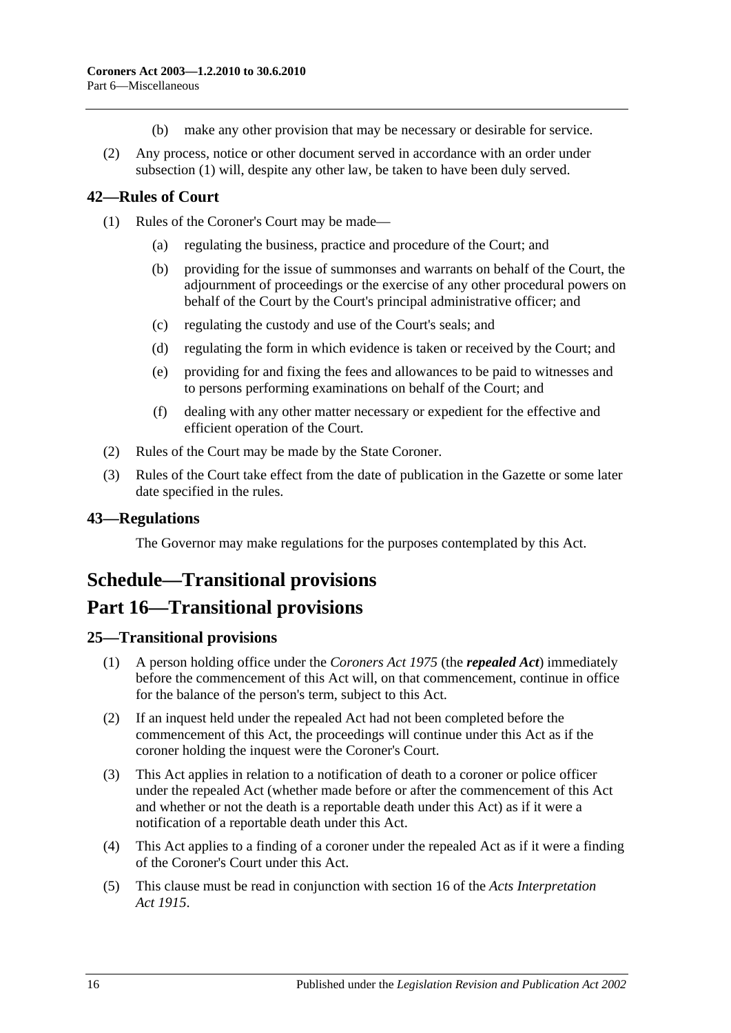(b) make any other provision that may be necessary or desirable for service.

(2) Any process, notice or other document served in accordance with an order under subsection (1) will, despite any other law, be taken to have been duly served.

## 42—Rules of Court

(1) Rules of the Coroner's Court may be made—

(a) regulating the business, practice and procedure of the Court; and

(b) providing for the issue of summonses and warrants on behalf of the Court, the adjournment of proceedings or the exercise of any other procedural powers on behalf of the Court by the Court's principal administrative officer; and

(c) regulating the custody and use of the Court's seals; and

(d) regulating the form in which evidence is taken or received by the Court; and

(e) providing for and fixing the fees and allowances to be paid to witnesses and to persons performing examinations on behalf of the Court; and

(f) dealing with any other matter necessary or expedient for the effective and efficient operation of the Court.

(2) Rules of the Court may be made by the State Coroner.

(3) Rules of the Court take effect from the date of publication in the Gazette or some later date specified in the rules.

## 43—Regulations

The Governor may make regulations for the purposes contemplated by this Act.

# Schedule—Transitional provisions

# Part 16—Transitional provisions

## 25—Transitional provisions

(1) A person holding office under the *Coroners Act 1975* (the ***repealed Act***) immediately before the commencement of this Act will, on that commencement, continue in office for the balance of the person's term, subject to this Act.

(2) If an inquest held under the repealed Act had not been completed before the commencement of this Act, the proceedings will continue under this Act as if the coroner holding the inquest were the Coroner's Court.

(3) This Act applies in relation to a notification of death to a coroner or police officer under the repealed Act (whether made before or after the commencement of this Act and whether or not the death is a reportable death under this Act) as if it were a notification of a reportable death under this Act.

(4) This Act applies to a finding of a coroner under the repealed Act as if it were a finding of the Coroner's Court under this Act.

(5) This clause must be read in conjunction with section 16 of the *Acts Interpretation Act 1915*.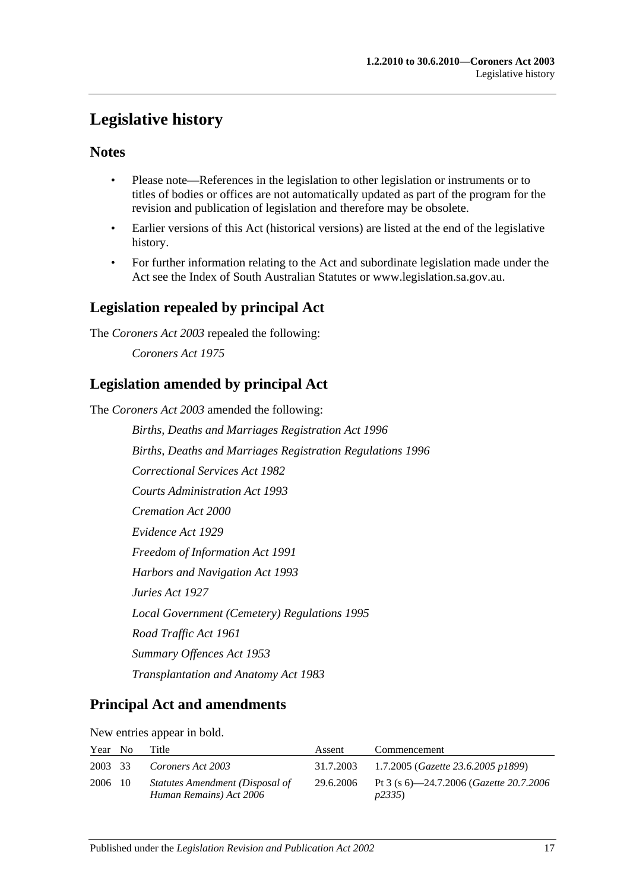# Legislative history

## Notes

- Please note—References in the legislation to other legislation or instruments or to titles of bodies or offices are not automatically updated as part of the program for the revision and publication of legislation and therefore may be obsolete.
- Earlier versions of this Act (historical versions) are listed at the end of the legislative history.
- For further information relating to the Act and subordinate legislation made under the Act see the Index of South Australian Statutes or www.legislation.sa.gov.au.

## Legislation repealed by principal Act

The *Coroners Act 2003* repealed the following:

*Coroners Act 1975*

## Legislation amended by principal Act

The *Coroners Act 2003* amended the following:

*Births, Deaths and Marriages Registration Act 1996*

*Births, Deaths and Marriages Registration Regulations 1996*

*Correctional Services Act 1982*

*Courts Administration Act 1993*

*Cremation Act 2000*

*Evidence Act 1929*

*Freedom of Information Act 1991*

*Harbors and Navigation Act 1993*

*Juries Act 1927*

*Local Government (Cemetery) Regulations 1995*

*Road Traffic Act 1961*

*Summary Offences Act 1953*

*Transplantation and Anatomy Act 1983*

## Principal Act and amendments

New entries appear in bold.

| Year | No | Title | Assent | Commencement |
|---|---|---|---|---|
| 2003 | 33 | *Coroners Act 2003* | 31.7.2003 | 1.7.2005 (*Gazette 23.6.2005 p1899*) |
| 2006 | 10 | *Statutes Amendment (Disposal of Human Remains) Act 2006* | 29.6.2006 | Pt 3 (s 6)—24.7.2006 (*Gazette 20.7.2006 p2335*) |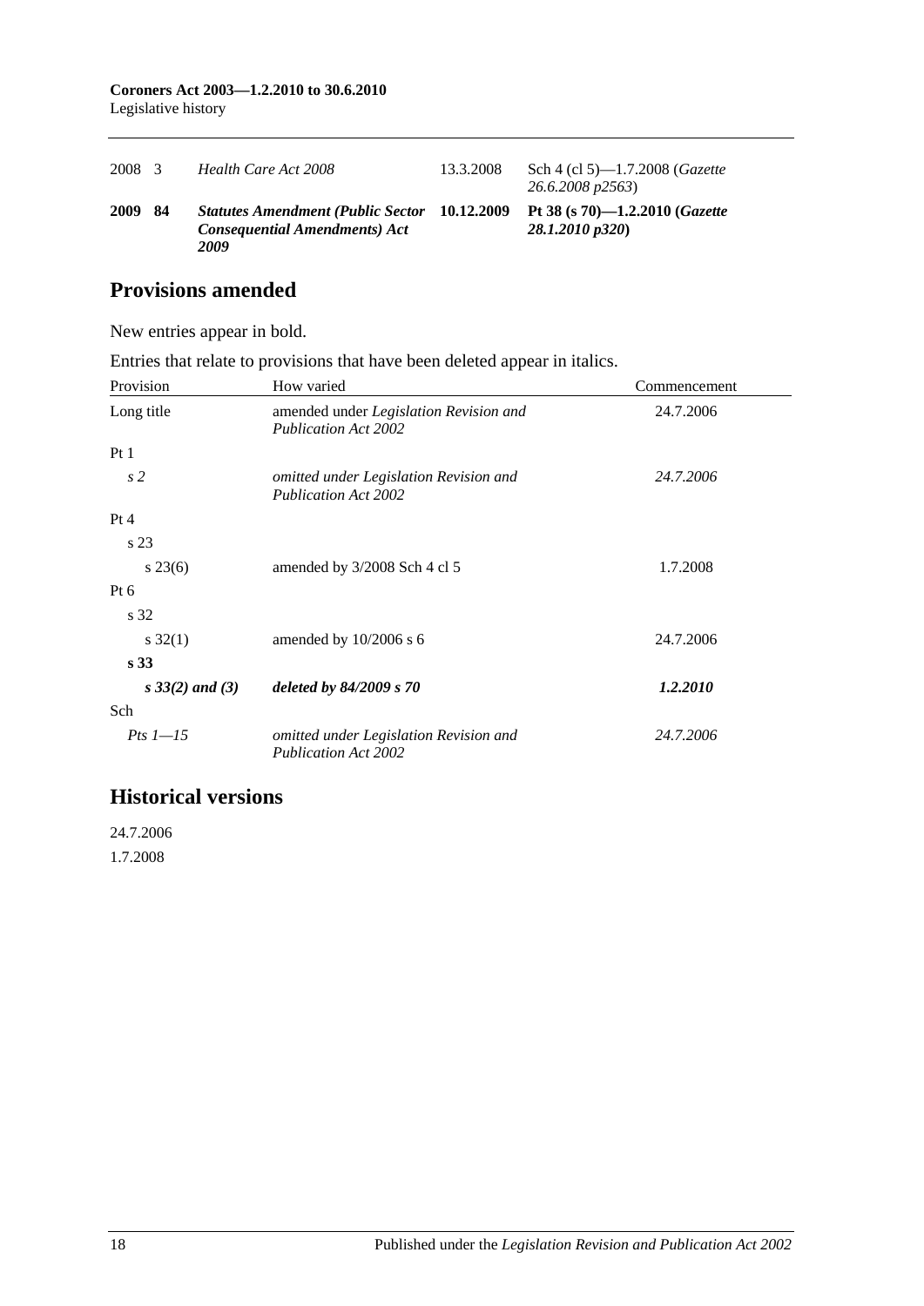| | | | | |
|---|---|---|---|---|
| 2008 | 3 | *Health Care Act 2008* | 13.3.2008 | Sch 4 (cl 5)—1.7.2008 (*Gazette 26.6.2008 p2563*) |
| **2009** | **84** | ***Statutes Amendment (Public Sector Consequential Amendments) Act 2009*** | **10.12.2009** | **Pt 38 (s 70)—1.2.2010 (*Gazette 28.1.2010 p320*)** |

## Provisions amended

New entries appear in bold.

Entries that relate to provisions that have been deleted appear in italics.

| Provision | How varied | Commencement |
|---|---|---|
| Long title | amended under *Legislation Revision and Publication Act 2002* | 24.7.2006 |
| Pt 1 | | |
| *s 2* | *omitted under Legislation Revision and Publication Act 2002* | *24.7.2006* |
| Pt 4 | | |
| s 23 | | |
| s 23(6) | amended by 3/2008 Sch 4 cl 5 | 1.7.2008 |
| Pt 6 | | |
| s 32 | | |
| s 32(1) | amended by 10/2006 s 6 | 24.7.2006 |
| **s 33** | | |
| ***s 33(2) and (3)*** | ***deleted by 84/2009 s 70*** | ***1.2.2010*** |
| Sch | | |
| *Pts 1—15* | *omitted under Legislation Revision and Publication Act 2002* | *24.7.2006* |

## Historical versions

24.7.2006

1.7.2008